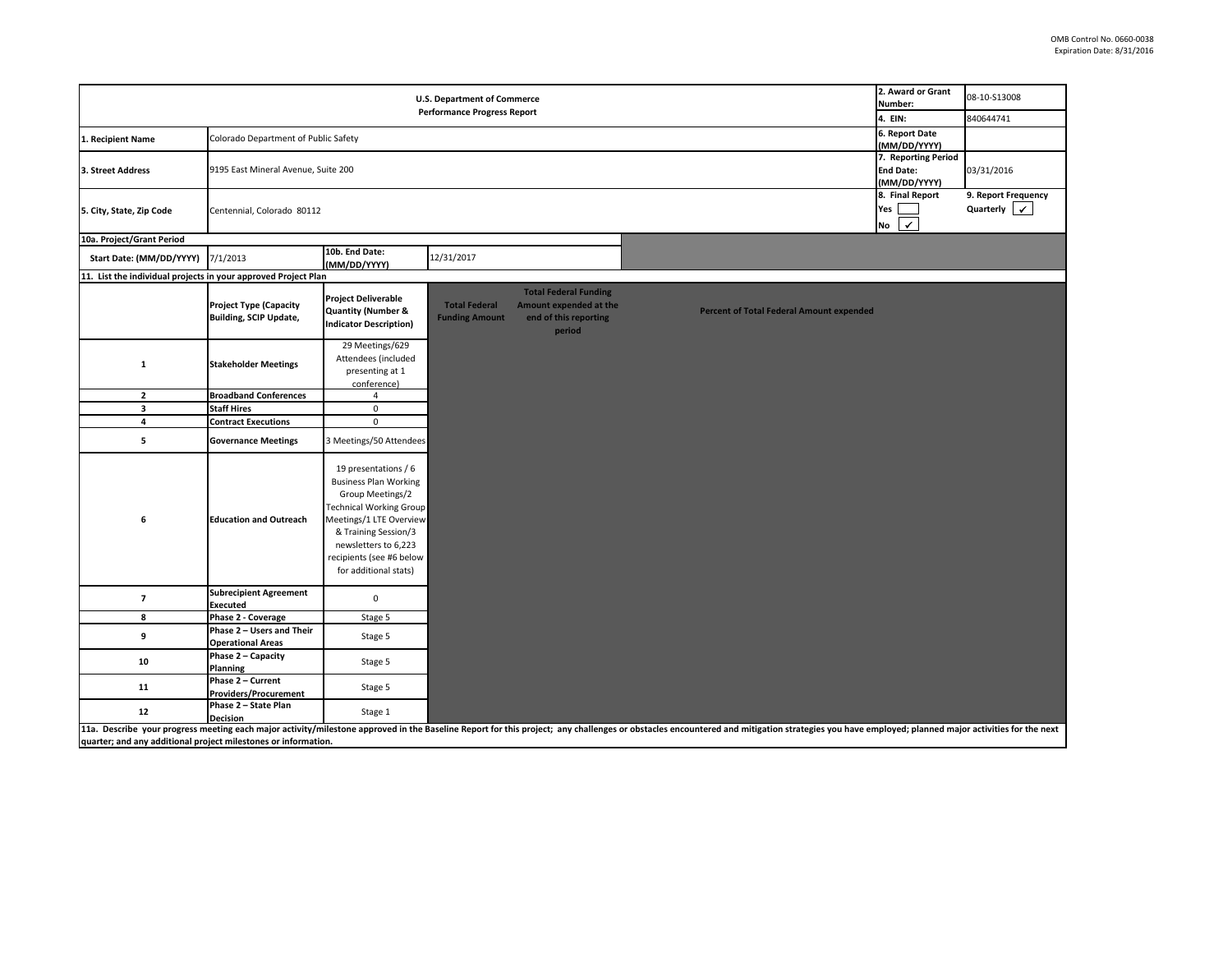OMB Control No. 0660-0038
Expiration Date: 8/31/2016

| U.S. Department of Commerce Performance Progress Report | | 2. Award or Grant Number: | 08-10-S13008 |
|---|---|---|---|
| | | 4. EIN: | 840644741 |
| 1. Recipient Name | Colorado Department of Public Safety | 6. Report Date (MM/DD/YYYY) | |
| 3. Street Address | 9195 East Mineral Avenue, Suite 200 | 7. Reporting Period End Date: (MM/DD/YYYY) | 03/31/2016 |
| 5. City, State, Zip Code | Centennial, Colorado 80112 | 8. Final Report Yes [ ] No [✓] | 9. Report Frequency Quarterly [✓] |

| 10a. Project/Grant Period | | | |
|---|---|---|---|
| Start Date: (MM/DD/YYYY) | 7/1/2013 | 10b. End Date: (MM/DD/YYYY) | 12/31/2017 |

**11. List the individual projects in your approved Project Plan**

| | Project Type (Capacity Building, SCIP Update, | Project Deliverable Quantity (Number & Indicator Description) | Total Federal Funding Amount | Total Federal Funding Amount expended at the end of this reporting period | Percent of Total Federal Amount expended |
|---|---|---|---|---|---|
| 1 | Stakeholder Meetings | 29 Meetings/629 Attendees (included presenting at 1 conference) | | | |
| 2 | Broadband Conferences | 4 | | | |
| 3 | Staff Hires | 0 | | | |
| 4 | Contract Executions | 0 | | | |
| 5 | Governance Meetings | 3 Meetings/50 Attendees | | | |
| 6 | Education and Outreach | 19 presentations / 6 Business Plan Working Group Meetings/2 Technical Working Group Meetings/1 LTE Overview & Training Session/3 newsletters to 6,223 recipients (see #6 below for additional stats) | | | |
| 7 | Subrecipient Agreement Executed | 0 | | | |
| 8 | Phase 2 - Coverage | Stage 5 | | | |
| 9 | Phase 2 – Users and Their Operational Areas | Stage 5 | | | |
| 10 | Phase 2 – Capacity Planning | Stage 5 | | | |
| 11 | Phase 2 – Current Providers/Procurement | Stage 5 | | | |
| 12 | Phase 2 – State Plan Decision | Stage 1 | | | |

**11a. Describe your progress meeting each major activity/milestone approved in the Baseline Report for this project; any challenges or obstacles encountered and mitigation strategies you have employed; planned major activities for the next quarter; and any additional project milestones or information.**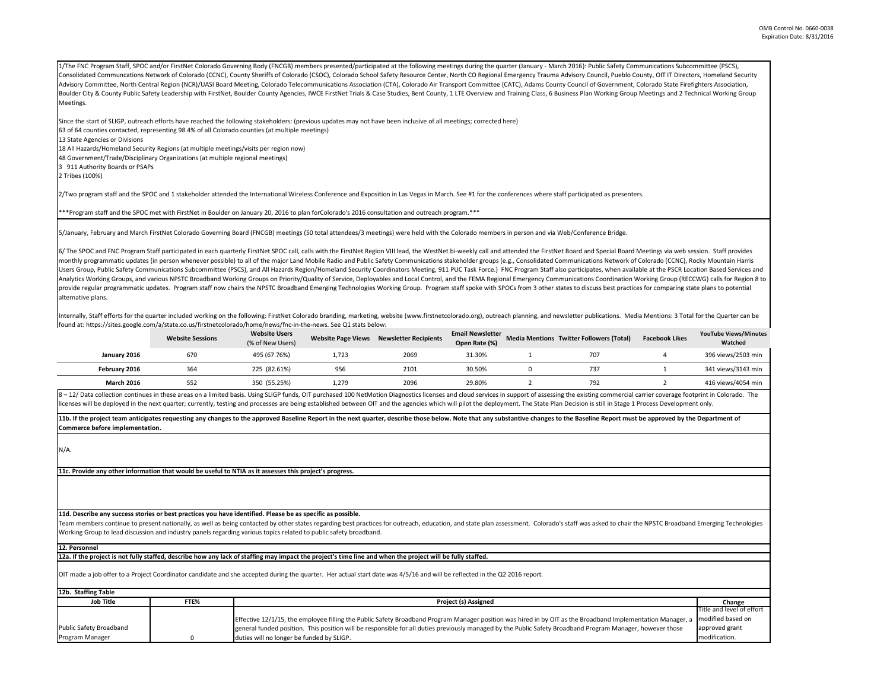1/The FNC Program Staff, SPOC and/or FirstNet Colorado Governing Body (FNCGB) members presented/participated at the following meetings during the quarter (January - March 2016): Public Safety Communications Subcommittee (PSCS), Consolidated Communcations Network of Colorado (CCNC), County Sheriffs of Colorado (CSOC), Colorado School Safety Resource Center, North CO Regional Emergency Trauma Advisory Council, Pueblo County, OIT IT Directors, Homeland Security Advisory Committee, North Central Region (NCR)/UASI Board Meeting, Colorado Telecommunications Association (CTA), Colorado Air Transport Committee (CATC), Adams County Council of Government, Colorado State Firefighters Association, Boulder City & County Public Safety Leadership with FirstNet, Boulder County Agencies, IWCE FirstNet Trials & Case Studies, Bent County, 1 LTE Overview and Training Class, 6 Business Plan Working Group Meetings and 2 Technical Working Group Meetings.

Since the start of SLIGP, outreach efforts have reached the following stakeholders: (previous updates may not have been inclusive of all meetings; corrected here)
63 of 64 counties contacted, representing 98.4% of all Colorado counties (at multiple meetings)
13 State Agencies or Divisions
18 All Hazards/Homeland Security Regions (at multiple meetings/visits per region now)
48 Government/Trade/Disciplinary Organizations (at multiple regional meetings)
3 911 Authority Boards or PSAPs
2 Tribes (100%)

2/Two program staff and the SPOC and 1 stakeholder attended the International Wireless Conference and Exposition in Las Vegas in March. See #1 for the conferences where staff participated as presenters.

***Program staff and the SPOC met with FirstNet in Boulder on January 20, 2016 to plan forColorado's 2016 consultation and outreach program.***

5/January, February and March FirstNet Colorado Governing Board (FNCGB) meetings (50 total attendees/3 meetings) were held with the Colorado members in person and via Web/Conference Bridge.

6/ The SPOC and FNC Program Staff participated in each quarterly FirstNet SPOC call, calls with the FirstNet Region VIII lead, the WestNet bi-weekly call and attended the FirstNet Board and Special Board Meetings via web session. Staff provides monthly programmatic updates (in person whenever possible) to all of the major Land Mobile Radio and Public Safety Communications stakeholder groups (e.g., Consolidated Communications Network of Colorado (CCNC), Rocky Mountain Harris Users Group, Public Safety Communications Subcommittee (PSCS), and All Hazards Region/Homeland Security Coordinators Meeting, 911 PUC Task Force.) FNC Program Staff also participates, when available at the PSCR Location Based Services and Analytics Working Groups, and various NPSTC Broadband Working Groups on Priority/Quality of Service, Deployables and Local Control, and the FEMA Regional Emergency Communications Coordination Working Group (RECCWG) calls for Region 8 to provide regular programmatic updates. Program staff now chairs the NPSTC Broadband Emerging Technologies Working Group. Program staff spoke with SPOCs from 3 other states to discuss best practices for comparing state plans to potential alternative plans.

Internally, Staff efforts for the quarter included working on the following: FirstNet Colorado branding, marketing, website (www.firstnetcolorado.org), outreach planning, and newsletter publications. Media Mentions: 3 Total for the Quarter can be found at: https://sites.google.com/a/state.co.us/firstnetcolorado/home/news/fnc-in-the-news. See Q1 stats below:

| | Website Sessions | Website Users (% of New Users) | Website Page Views | Newsletter Recipients | Email Newsletter Open Rate (%) | Media Mentions | Twitter Followers (Total) | Facebook Likes | YouTube Views/Minutes Watched |
|---|---|---|---|---|---|---|---|---|---|
| **January 2016** | 670 | 495 (67.76%) | 1,723 | 2069 | 31.30% | 1 | 707 | 4 | 396 views/2503 min |
| **February 2016** | 364 | 225 (82.61%) | 956 | 2101 | 30.50% | 0 | 737 | 1 | 341 views/3143 min |
| **March 2016** | 552 | 350 (55.25%) | 1,279 | 2096 | 29.80% | 2 | 792 | 2 | 416 views/4054 min |

8 – 12/ Data collection continues in these areas on a limited basis. Using SLIGP funds, OIT purchased 100 NetMotion Diagnostics licenses and cloud services in support of assessing the existing commercial carrier coverage footprint in Colorado. The licenses will be deployed in the next quarter; currently, testing and processes are being established between OIT and the agencies which will pilot the deployment. The State Plan Decision is still in Stage 1 Process Development only.

**11b. If the project team anticipates requesting any changes to the approved Baseline Report in the next quarter, describe those below. Note that any substantive changes to the Baseline Report must be approved by the Department of Commerce before implementation.**

N/A.

**11c. Provide any other information that would be useful to NTIA as it assesses this project's progress.**

**11d. Describe any success stories or best practices you have identified. Please be as specific as possible.**

Team members continue to present nationally, as well as being contacted by other states regarding best practices for outreach, education, and state plan assessment. Colorado's staff was asked to chair the NPSTC Broadband Emerging Technologies Working Group to lead discussion and industry panels regarding various topics related to public safety broadband.

**12. Personnel**

**12a. If the project is not fully staffed, describe how any lack of staffing may impact the project's time line and when the project will be fully staffed.**

OIT made a job offer to a Project Coordinator candidate and she accepted during the quarter. Her actual start date was 4/5/16 and will be reflected in the Q2 2016 report.

**12b. Staffing Table**

| Job Title | FTE% | Project (s) Assigned | Change |
|---|---|---|---|
| Public Safety Broadband Program Manager | 0 | Effective 12/1/15, the employee filling the Public Safety Broadband Program Manager position was hired in by OIT as the Broadband Implementation Manager, a general funded position. This position will be responsible for all duties previously managed by the Public Safety Broadband Program Manager, however those duties will no longer be funded by SLIGP. | Title and level of effort modified based on approved grant modification. |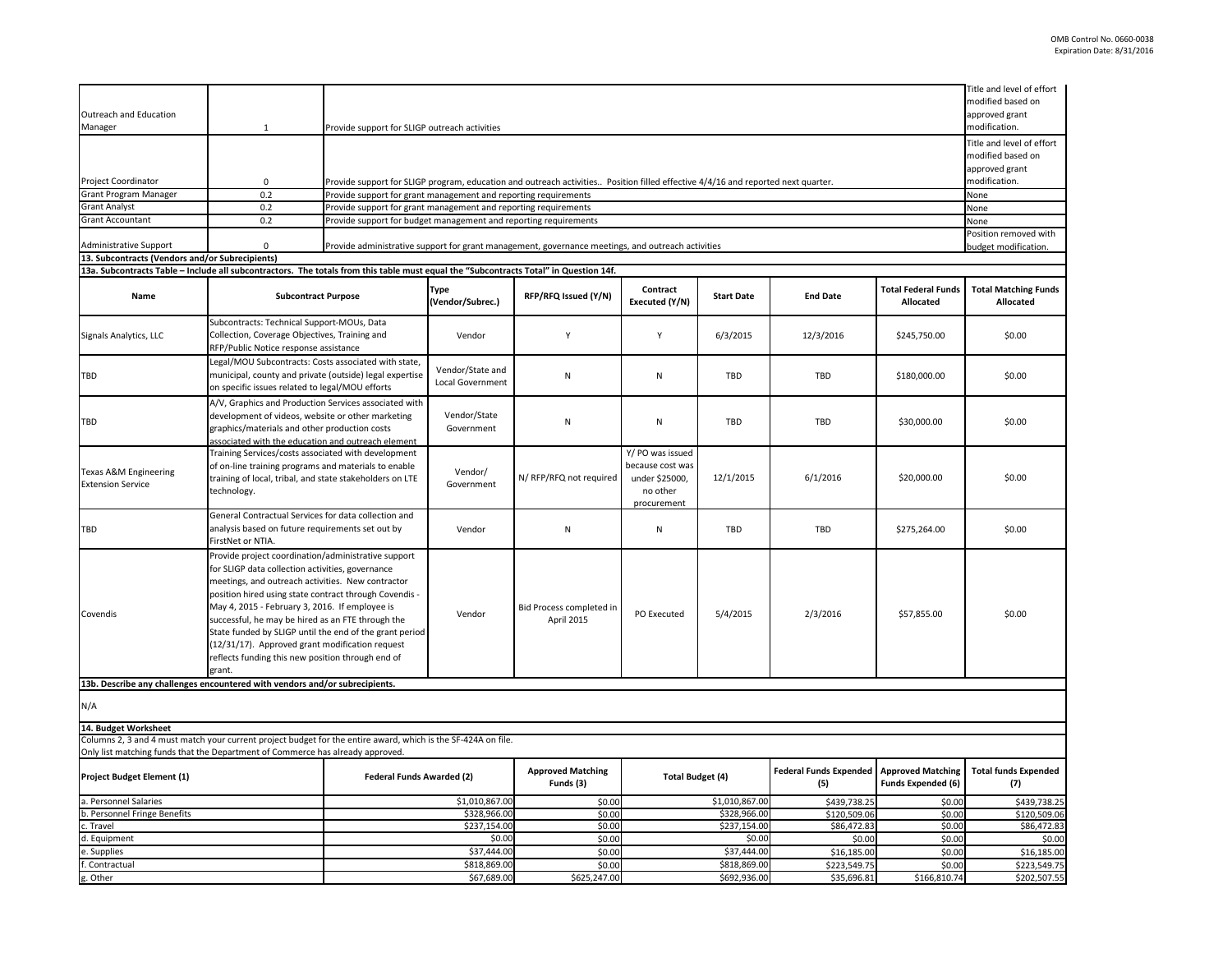| | | | |
|---|---|---|---|
| Outreach and Education Manager | 1 | Provide support for SLIGP outreach activities | Title and level of effort modified based on approved grant modification. |
| Project Coordinator | 0 | Provide support for SLIGP program, education and outreach activities.. Position filled effective 4/4/16 and reported next quarter. | Title and level of effort modified based on approved grant modification. |
| Grant Program Manager | 0.2 | Provide support for grant management and reporting requirements | None |
| Grant Analyst | 0.2 | Provide support for grant management and reporting requirements | None |
| Grant Accountant | 0.2 | Provide support for budget management and reporting requirements | None |
| Administrative Support | 0 | Provide administrative support for grant management, governance meetings, and outreach activities | Position removed with budget modification. |

**13. Subcontracts (Vendors and/or Subrecipients)**

**13a. Subcontracts Table – Include all subcontractors. The totals from this table must equal the "Subcontracts Total" in Question 14f.**

| Name | Subcontract Purpose | Type (Vendor/Subrec.) | RFP/RFQ Issued (Y/N) | Contract Executed (Y/N) | Start Date | End Date | Total Federal Funds Allocated | Total Matching Funds Allocated |
|---|---|---|---|---|---|---|---|---|
| Signals Analytics, LLC | Subcontracts: Technical Support-MOUs, Data Collection, Coverage Objectives, Training and RFP/Public Notice response assistance | Vendor | Y | Y | 6/3/2015 | 12/3/2016 | $245,750.00 | $0.00 |
| TBD | Legal/MOU Subcontracts: Costs associated with state, municipal, county and private (outside) legal expertise on specific issues related to legal/MOU efforts | Vendor/State and Local Government | N | N | TBD | TBD | $180,000.00 | $0.00 |
| TBD | A/V, Graphics and Production Services associated with development of videos, website or other marketing graphics/materials and other production costs associated with the education and outreach element | Vendor/State Government | N | N | TBD | TBD | $30,000.00 | $0.00 |
| Texas A&M Engineering Extension Service | Training Services/costs associated with development of on-line training programs and materials to enable training of local, tribal, and state stakeholders on LTE technology. | Vendor/ Government | N/ RFP/RFQ not required | Y/ PO was issued because cost was under $25000, no other procurement | 12/1/2015 | 6/1/2016 | $20,000.00 | $0.00 |
| TBD | General Contractual Services for data collection and analysis based on future requirements set out by FirstNet or NTIA. | Vendor | N | N | TBD | TBD | $275,264.00 | $0.00 |
| Covendis | Provide project coordination/administrative support for SLIGP data collection activities, governance meetings, and outreach activities. New contractor position hired using state contract through Covendis - May 4, 2015 - February 3, 2016. If employee is successful, he may be hired as an FTE through the State funded by SLIGP until the end of the grant period (12/31/17). Approved grant modification request reflects funding this new position through end of grant. | Vendor | Bid Process completed in April 2015 | PO Executed | 5/4/2015 | 2/3/2016 | $57,855.00 | $0.00 |

**13b. Describe any challenges encountered with vendors and/or subrecipients.**

N/A

**14. Budget Worksheet**

Columns 2, 3 and 4 must match your current project budget for the entire award, which is the SF-424A on file.
Only list matching funds that the Department of Commerce has already approved.

| Project Budget Element (1) | Federal Funds Awarded (2) | Approved Matching Funds (3) | Total Budget (4) | Federal Funds Expended (5) | Approved Matching Funds Expended (6) | Total funds Expended (7) |
|---|---|---|---|---|---|---|
| a. Personnel Salaries | $1,010,867.00 | $0.00 | $1,010,867.00 | $439,738.25 | $0.00 | $439,738.25 |
| b. Personnel Fringe Benefits | $328,966.00 | $0.00 | $328,966.00 | $120,509.06 | $0.00 | $120,509.06 |
| c. Travel | $237,154.00 | $0.00 | $237,154.00 | $86,472.83 | $0.00 | $86,472.83 |
| d. Equipment | $0.00 | $0.00 | $0.00 | $0.00 | $0.00 | $0.00 |
| e. Supplies | $37,444.00 | $0.00 | $37,444.00 | $16,185.00 | $0.00 | $16,185.00 |
| f. Contractual | $818,869.00 | $0.00 | $818,869.00 | $223,549.75 | $0.00 | $223,549.75 |
| g. Other | $67,689.00 | $625,247.00 | $692,936.00 | $35,696.81 | $166,810.74 | $202,507.55 |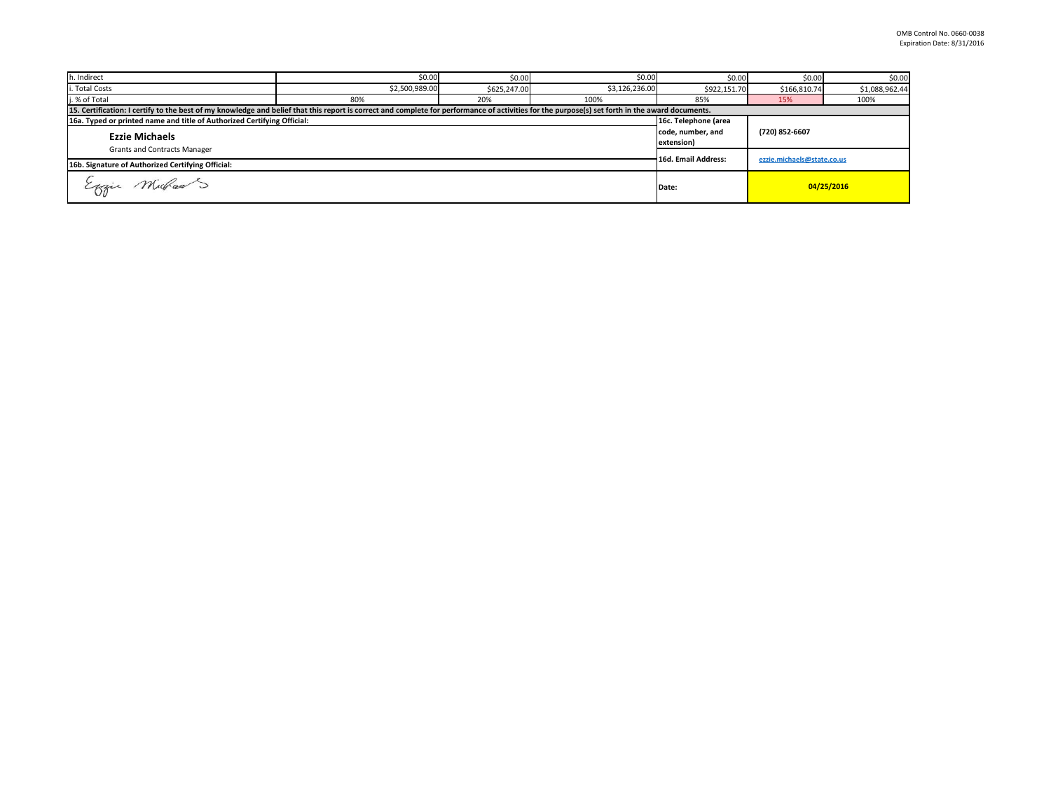OMB Control No. 0660-0038
Expiration Date: 8/31/2016

| | | | | | | |
|---|---|---|---|---|---|---|
| h. Indirect | $0.00 | $0.00 | $0.00 | $0.00 | $0.00 | $0.00 |
| i. Total Costs | $2,500,989.00 | $625,247.00 | $3,126,236.00 | $922,151.70 | $166,810.74 | $1,088,962.44 |
| j. % of Total | 80% | 20% | 100% | 85% | 15% | 100% |

**15. Certification: I certify to the best of my knowledge and belief that this report is correct and complete for performance of activities for the purpose(s) set forth in the award documents.**

| | | |
|---|---|---|
| **16a. Typed or printed name and title of Authorized Certifying Official:**<br>**Ezzie Michaels**<br>Grants and Contracts Manager | **16c. Telephone (area code, number, and extension)** | **(720) 852-6607** |
| **16b. Signature of Authorized Certifying Official:** | **16d. Email Address:** | ezzie.michaels@state.co.us |
| Ezzie Michaels | **Date:** | **04/25/2016** |